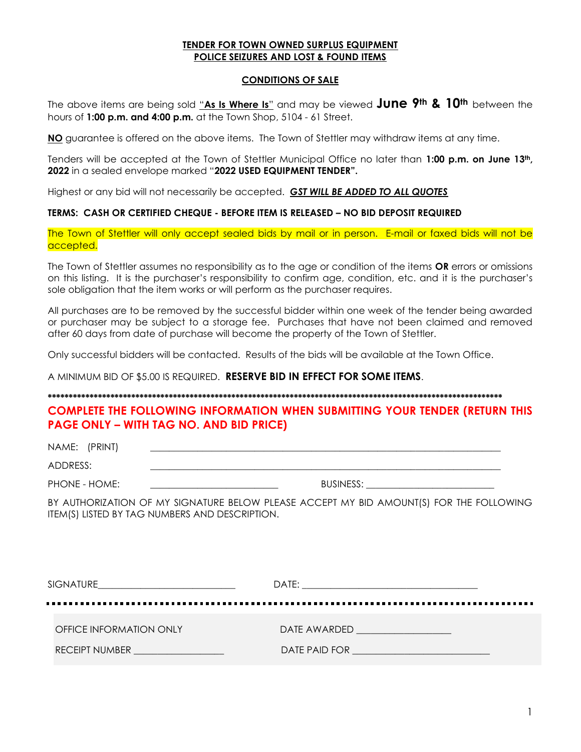## TENDER FOR TOWN OWNED SURPLUS EQUIPMENT
## POLICE SEIZURES AND LOST & FOUND ITEMS

### CONDITIONS OF SALE

The above items are being sold "**As Is Where Is**" and may be viewed **June 9th & 10th** between the hours of **1:00 p.m. and 4:00 p.m.** at the Town Shop, 5104 - 61 Street.

**NO** guarantee is offered on the above items. The Town of Stettler may withdraw items at any time.

Tenders will be accepted at the Town of Stettler Municipal Office no later than **1:00 p.m. on June 13th, 2022** in a sealed envelope marked "**2022 USED EQUIPMENT TENDER".**

Highest or any bid will not necessarily be accepted. ***GST WILL BE ADDED TO ALL QUOTES***

**TERMS: CASH OR CERTIFIED CHEQUE - BEFORE ITEM IS RELEASED – NO BID DEPOSIT REQUIRED**

The Town of Stettler will only accept sealed bids by mail or in person. E-mail or faxed bids will not be accepted.

The Town of Stettler assumes no responsibility as to the age or condition of the items **OR** errors or omissions on this listing. It is the purchaser's responsibility to confirm age, condition, etc. and it is the purchaser's sole obligation that the item works or will perform as the purchaser requires.

All purchases are to be removed by the successful bidder within one week of the tender being awarded or purchaser may be subject to a storage fee. Purchases that have not been claimed and removed after 60 days from date of purchase will become the property of the Town of Stettler.

Only successful bidders will be contacted. Results of the bids will be available at the Town Office.

A MINIMUM BID OF $5.00 IS REQUIRED. **RESERVE BID IN EFFECT FOR SOME ITEMS**.

**************************************************************************************************************

**COMPLETE THE FOLLOWING INFORMATION WHEN SUBMITTING YOUR TENDER (RETURN THIS PAGE ONLY – WITH TAG NO. AND BID PRICE)**

NAME: (PRINT) ____________________________________________________________

ADDRESS: ____________________________________________________________

PHONE - HOME: ________________________ BUSINESS: ________________________

BY AUTHORIZATION OF MY SIGNATURE BELOW PLEASE ACCEPT MY BID AMOUNT(S) FOR THE FOLLOWING ITEM(S) LISTED BY TAG NUMBERS AND DESCRIPTION.

SIGNATURE__________________________ DATE: __________________________________

OFFICE INFORMATION ONLY DATE AWARDED __________________

RECEIPT NUMBER __________________ DATE PAID FOR __________________________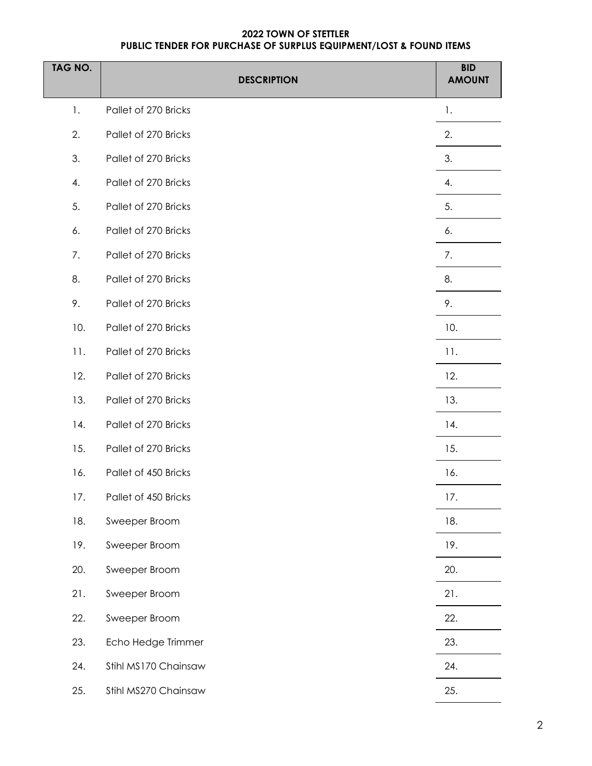**2022 TOWN OF STETTLER**
**PUBLIC TENDER FOR PURCHASE OF SURPLUS EQUIPMENT/LOST & FOUND ITEMS**

| TAG NO. | DESCRIPTION | BID AMOUNT |
|---|---|---|
| 1. | Pallet of 270 Bricks | 1. |
| 2. | Pallet of 270 Bricks | 2. |
| 3. | Pallet of 270 Bricks | 3. |
| 4. | Pallet of 270 Bricks | 4. |
| 5. | Pallet of 270 Bricks | 5. |
| 6. | Pallet of 270 Bricks | 6. |
| 7. | Pallet of 270 Bricks | 7. |
| 8. | Pallet of 270 Bricks | 8. |
| 9. | Pallet of 270 Bricks | 9. |
| 10. | Pallet of 270 Bricks | 10. |
| 11. | Pallet of 270 Bricks | 11. |
| 12. | Pallet of 270 Bricks | 12. |
| 13. | Pallet of 270 Bricks | 13. |
| 14. | Pallet of 270 Bricks | 14. |
| 15. | Pallet of 270 Bricks | 15. |
| 16. | Pallet of 450 Bricks | 16. |
| 17. | Pallet of 450 Bricks | 17. |
| 18. | Sweeper Broom | 18. |
| 19. | Sweeper Broom | 19. |
| 20. | Sweeper Broom | 20. |
| 21. | Sweeper Broom | 21. |
| 22. | Sweeper Broom | 22. |
| 23. | Echo Hedge Trimmer | 23. |
| 24. | Stihl MS170 Chainsaw | 24. |
| 25. | Stihl MS270 Chainsaw | 25. |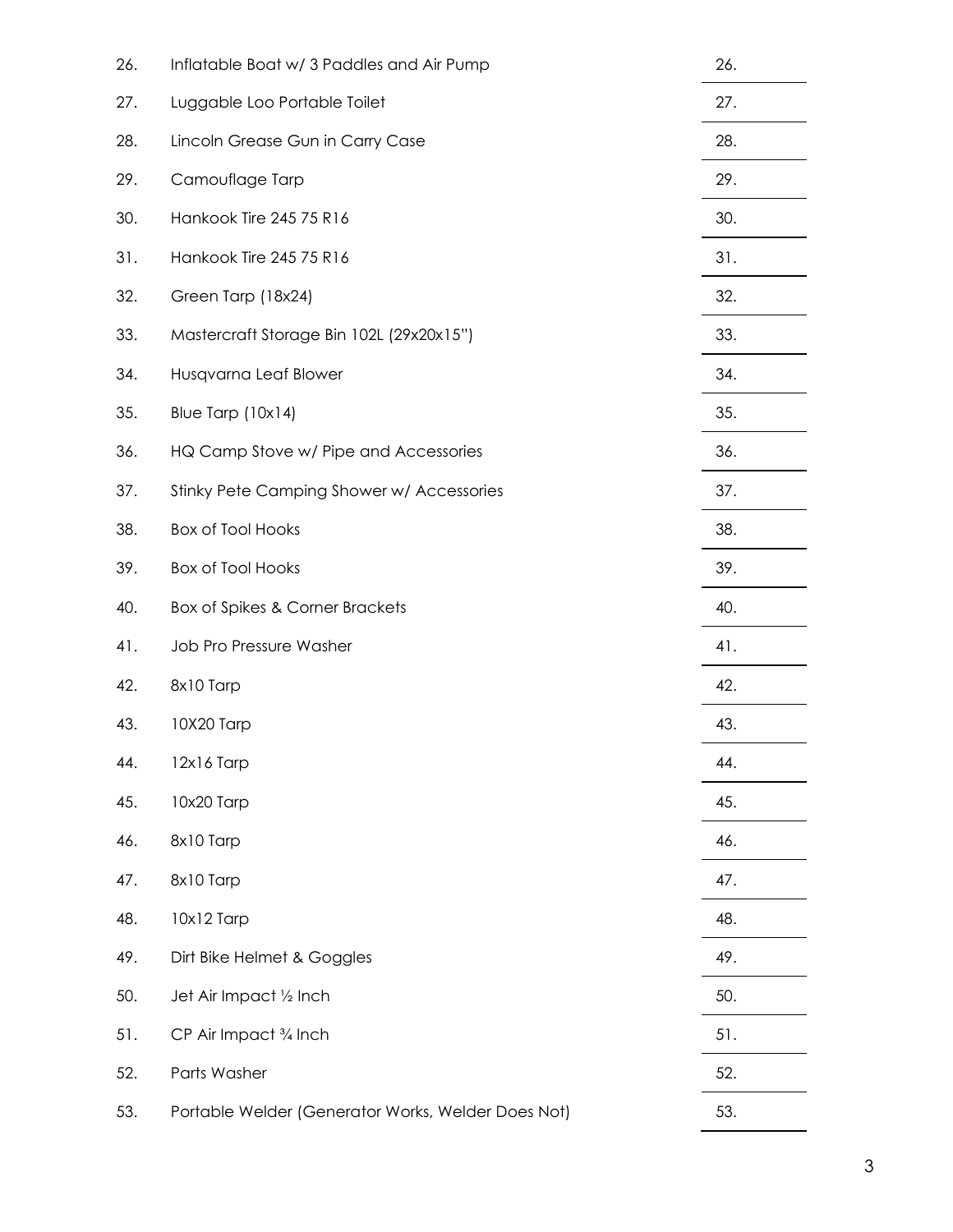| | | |
|---|---|---|
| 26. | Inflatable Boat w/ 3 Paddles and Air Pump | 26. |
| 27. | Luggable Loo Portable Toilet | 27. |
| 28. | Lincoln Grease Gun in Carry Case | 28. |
| 29. | Camouflage Tarp | 29. |
| 30. | Hankook Tire 245 75 R16 | 30. |
| 31. | Hankook Tire 245 75 R16 | 31. |
| 32. | Green Tarp (18x24) | 32. |
| 33. | Mastercraft Storage Bin 102L (29x20x15") | 33. |
| 34. | Husqvarna Leaf Blower | 34. |
| 35. | Blue Tarp (10x14) | 35. |
| 36. | HQ Camp Stove w/ Pipe and Accessories | 36. |
| 37. | Stinky Pete Camping Shower w/ Accessories | 37. |
| 38. | Box of Tool Hooks | 38. |
| 39. | Box of Tool Hooks | 39. |
| 40. | Box of Spikes & Corner Brackets | 40. |
| 41. | Job Pro Pressure Washer | 41. |
| 42. | 8x10 Tarp | 42. |
| 43. | 10X20 Tarp | 43. |
| 44. | 12x16 Tarp | 44. |
| 45. | 10x20 Tarp | 45. |
| 46. | 8x10 Tarp | 46. |
| 47. | 8x10 Tarp | 47. |
| 48. | 10x12 Tarp | 48. |
| 49. | Dirt Bike Helmet & Goggles | 49. |
| 50. | Jet Air Impact ½ Inch | 50. |
| 51. | CP Air Impact ¾ Inch | 51. |
| 52. | Parts Washer | 52. |
| 53. | Portable Welder (Generator Works, Welder Does Not) | 53. |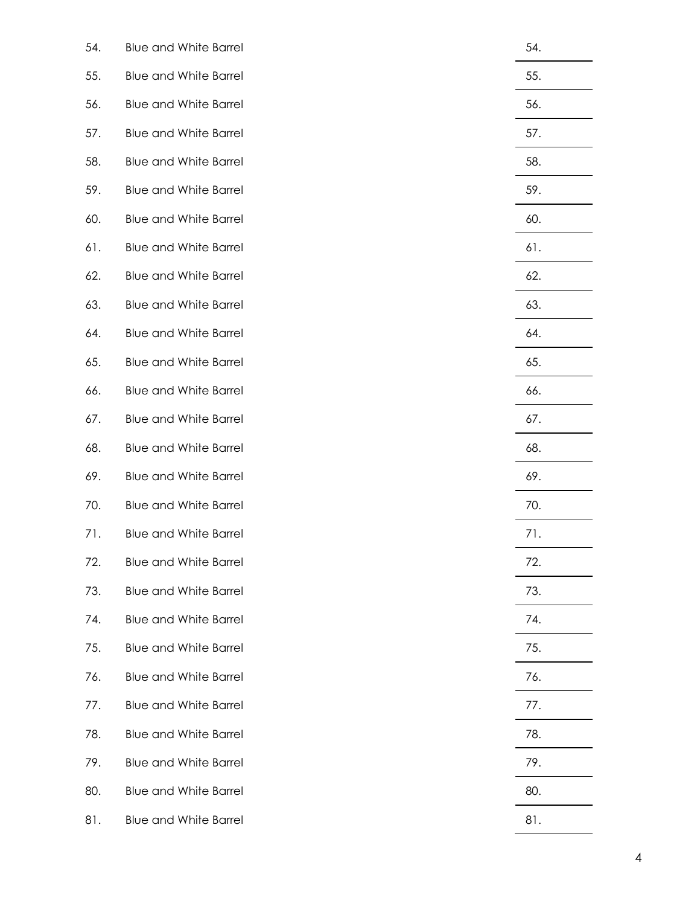| | | |
|---|---|---|
| 54. | Blue and White Barrel | 54. |
| 55. | Blue and White Barrel | 55. |
| 56. | Blue and White Barrel | 56. |
| 57. | Blue and White Barrel | 57. |
| 58. | Blue and White Barrel | 58. |
| 59. | Blue and White Barrel | 59. |
| 60. | Blue and White Barrel | 60. |
| 61. | Blue and White Barrel | 61. |
| 62. | Blue and White Barrel | 62. |
| 63. | Blue and White Barrel | 63. |
| 64. | Blue and White Barrel | 64. |
| 65. | Blue and White Barrel | 65. |
| 66. | Blue and White Barrel | 66. |
| 67. | Blue and White Barrel | 67. |
| 68. | Blue and White Barrel | 68. |
| 69. | Blue and White Barrel | 69. |
| 70. | Blue and White Barrel | 70. |
| 71. | Blue and White Barrel | 71. |
| 72. | Blue and White Barrel | 72. |
| 73. | Blue and White Barrel | 73. |
| 74. | Blue and White Barrel | 74. |
| 75. | Blue and White Barrel | 75. |
| 76. | Blue and White Barrel | 76. |
| 77. | Blue and White Barrel | 77. |
| 78. | Blue and White Barrel | 78. |
| 79. | Blue and White Barrel | 79. |
| 80. | Blue and White Barrel | 80. |
| 81. | Blue and White Barrel | 81. |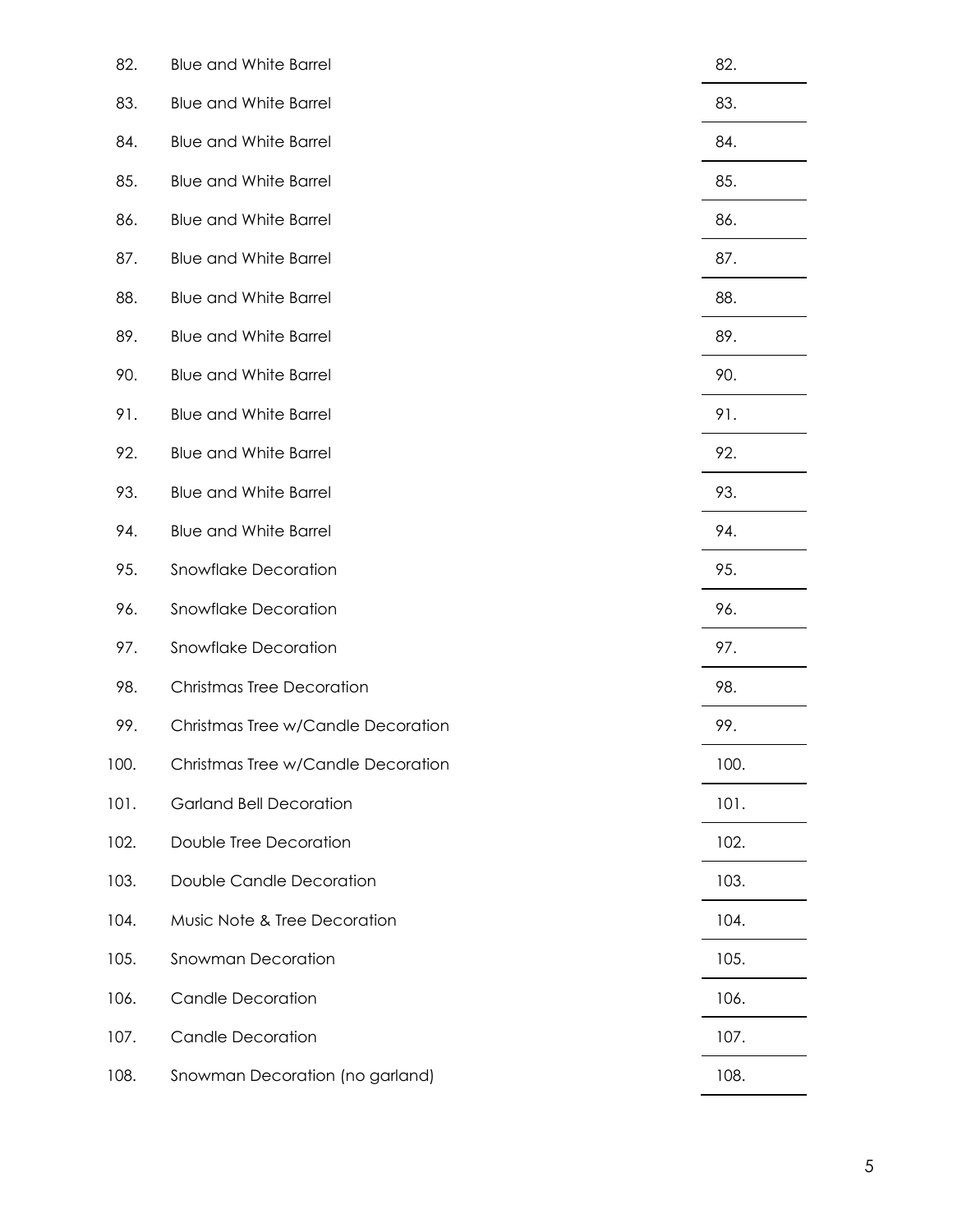| | | |
|---|---|---|
| 82. | Blue and White Barrel | 82. |
| 83. | Blue and White Barrel | 83. |
| 84. | Blue and White Barrel | 84. |
| 85. | Blue and White Barrel | 85. |
| 86. | Blue and White Barrel | 86. |
| 87. | Blue and White Barrel | 87. |
| 88. | Blue and White Barrel | 88. |
| 89. | Blue and White Barrel | 89. |
| 90. | Blue and White Barrel | 90. |
| 91. | Blue and White Barrel | 91. |
| 92. | Blue and White Barrel | 92. |
| 93. | Blue and White Barrel | 93. |
| 94. | Blue and White Barrel | 94. |
| 95. | Snowflake Decoration | 95. |
| 96. | Snowflake Decoration | 96. |
| 97. | Snowflake Decoration | 97. |
| 98. | Christmas Tree Decoration | 98. |
| 99. | Christmas Tree w/Candle Decoration | 99. |
| 100. | Christmas Tree w/Candle Decoration | 100. |
| 101. | Garland Bell Decoration | 101. |
| 102. | Double Tree Decoration | 102. |
| 103. | Double Candle Decoration | 103. |
| 104. | Music Note & Tree Decoration | 104. |
| 105. | Snowman Decoration | 105. |
| 106. | Candle Decoration | 106. |
| 107. | Candle Decoration | 107. |
| 108. | Snowman Decoration (no garland) | 108. |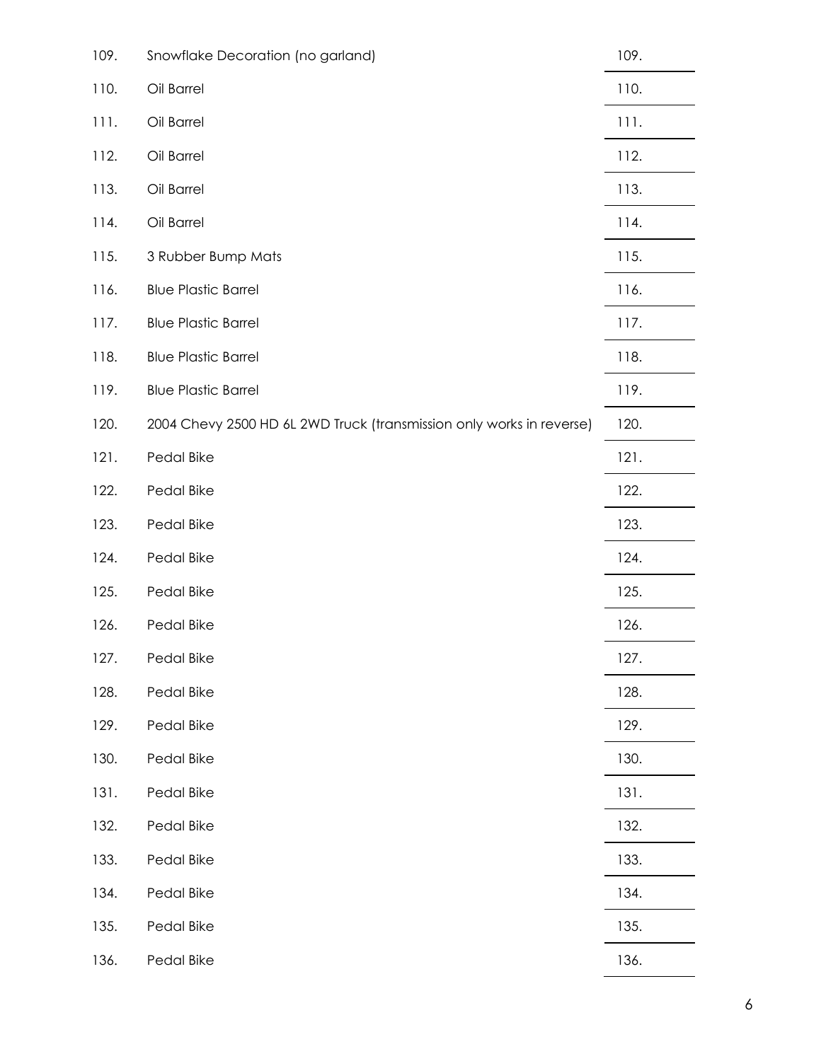| | | |
|---|---|---|
| 109. | Snowflake Decoration (no garland) | 109. |
| 110. | Oil Barrel | 110. |
| 111. | Oil Barrel | 111. |
| 112. | Oil Barrel | 112. |
| 113. | Oil Barrel | 113. |
| 114. | Oil Barrel | 114. |
| 115. | 3 Rubber Bump Mats | 115. |
| 116. | Blue Plastic Barrel | 116. |
| 117. | Blue Plastic Barrel | 117. |
| 118. | Blue Plastic Barrel | 118. |
| 119. | Blue Plastic Barrel | 119. |
| 120. | 2004 Chevy 2500 HD 6L 2WD Truck (transmission only works in reverse) | 120. |
| 121. | Pedal Bike | 121. |
| 122. | Pedal Bike | 122. |
| 123. | Pedal Bike | 123. |
| 124. | Pedal Bike | 124. |
| 125. | Pedal Bike | 125. |
| 126. | Pedal Bike | 126. |
| 127. | Pedal Bike | 127. |
| 128. | Pedal Bike | 128. |
| 129. | Pedal Bike | 129. |
| 130. | Pedal Bike | 130. |
| 131. | Pedal Bike | 131. |
| 132. | Pedal Bike | 132. |
| 133. | Pedal Bike | 133. |
| 134. | Pedal Bike | 134. |
| 135. | Pedal Bike | 135. |
| 136. | Pedal Bike | 136. |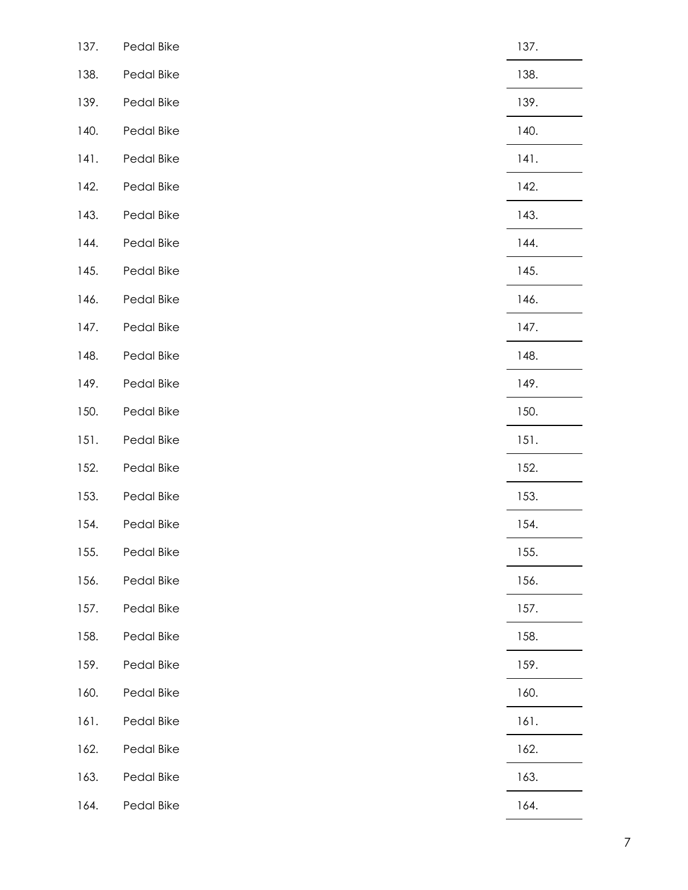| | | |
|---|---|---|
| 137. | Pedal Bike | 137. |
| 138. | Pedal Bike | 138. |
| 139. | Pedal Bike | 139. |
| 140. | Pedal Bike | 140. |
| 141. | Pedal Bike | 141. |
| 142. | Pedal Bike | 142. |
| 143. | Pedal Bike | 143. |
| 144. | Pedal Bike | 144. |
| 145. | Pedal Bike | 145. |
| 146. | Pedal Bike | 146. |
| 147. | Pedal Bike | 147. |
| 148. | Pedal Bike | 148. |
| 149. | Pedal Bike | 149. |
| 150. | Pedal Bike | 150. |
| 151. | Pedal Bike | 151. |
| 152. | Pedal Bike | 152. |
| 153. | Pedal Bike | 153. |
| 154. | Pedal Bike | 154. |
| 155. | Pedal Bike | 155. |
| 156. | Pedal Bike | 156. |
| 157. | Pedal Bike | 157. |
| 158. | Pedal Bike | 158. |
| 159. | Pedal Bike | 159. |
| 160. | Pedal Bike | 160. |
| 161. | Pedal Bike | 161. |
| 162. | Pedal Bike | 162. |
| 163. | Pedal Bike | 163. |
| 164. | Pedal Bike | 164. |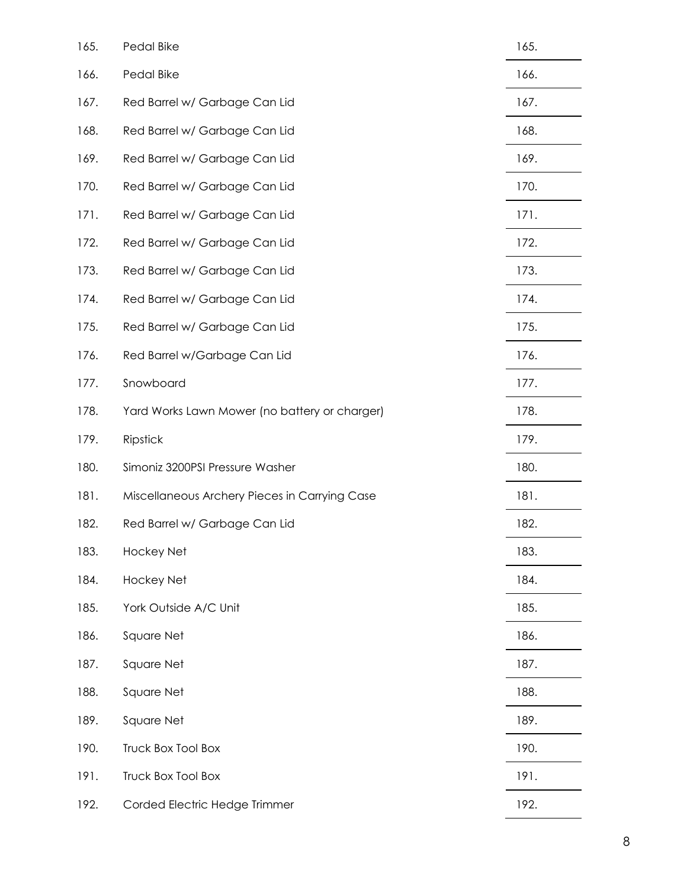| | | |
|---|---|---|
| 165. | Pedal Bike | 165. |
| 166. | Pedal Bike | 166. |
| 167. | Red Barrel w/ Garbage Can Lid | 167. |
| 168. | Red Barrel w/ Garbage Can Lid | 168. |
| 169. | Red Barrel w/ Garbage Can Lid | 169. |
| 170. | Red Barrel w/ Garbage Can Lid | 170. |
| 171. | Red Barrel w/ Garbage Can Lid | 171. |
| 172. | Red Barrel w/ Garbage Can Lid | 172. |
| 173. | Red Barrel w/ Garbage Can Lid | 173. |
| 174. | Red Barrel w/ Garbage Can Lid | 174. |
| 175. | Red Barrel w/ Garbage Can Lid | 175. |
| 176. | Red Barrel w/Garbage Can Lid | 176. |
| 177. | Snowboard | 177. |
| 178. | Yard Works Lawn Mower (no battery or charger) | 178. |
| 179. | Ripstick | 179. |
| 180. | Simoniz 3200PSI Pressure Washer | 180. |
| 181. | Miscellaneous Archery Pieces in Carrying Case | 181. |
| 182. | Red Barrel w/ Garbage Can Lid | 182. |
| 183. | Hockey Net | 183. |
| 184. | Hockey Net | 184. |
| 185. | York Outside A/C Unit | 185. |
| 186. | Square Net | 186. |
| 187. | Square Net | 187. |
| 188. | Square Net | 188. |
| 189. | Square Net | 189. |
| 190. | Truck Box Tool Box | 190. |
| 191. | Truck Box Tool Box | 191. |
| 192. | Corded Electric Hedge Trimmer | 192. |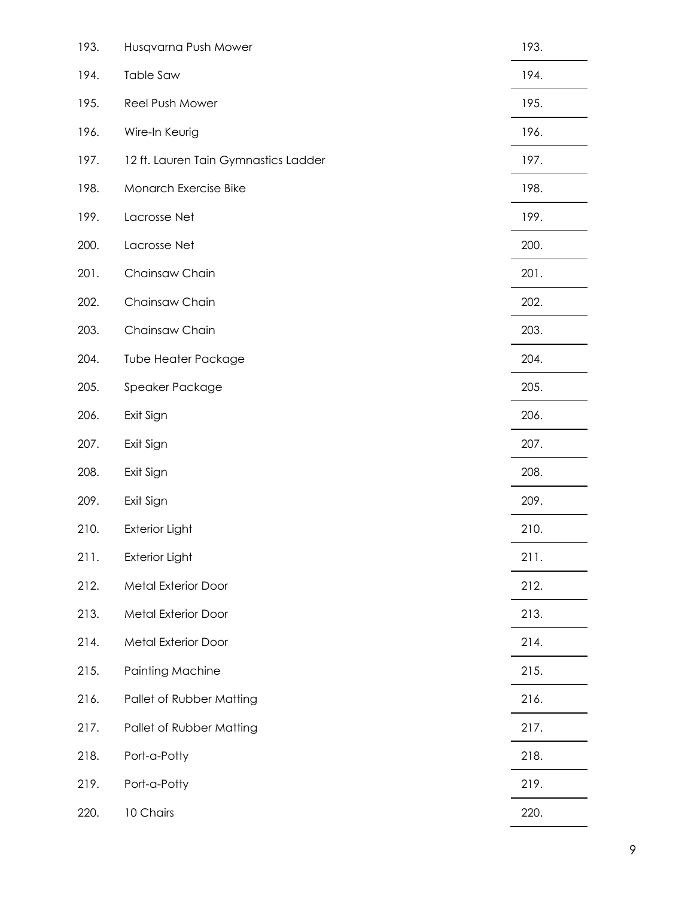| | | |
|---|---|---|
| 193. | Husqvarna Push Mower | 193. |
| 194. | Table Saw | 194. |
| 195. | Reel Push Mower | 195. |
| 196. | Wire-In Keurig | 196. |
| 197. | 12 ft. Lauren Tain Gymnastics Ladder | 197. |
| 198. | Monarch Exercise Bike | 198. |
| 199. | Lacrosse Net | 199. |
| 200. | Lacrosse Net | 200. |
| 201. | Chainsaw Chain | 201. |
| 202. | Chainsaw Chain | 202. |
| 203. | Chainsaw Chain | 203. |
| 204. | Tube Heater Package | 204. |
| 205. | Speaker Package | 205. |
| 206. | Exit Sign | 206. |
| 207. | Exit Sign | 207. |
| 208. | Exit Sign | 208. |
| 209. | Exit Sign | 209. |
| 210. | Exterior Light | 210. |
| 211. | Exterior Light | 211. |
| 212. | Metal Exterior Door | 212. |
| 213. | Metal Exterior Door | 213. |
| 214. | Metal Exterior Door | 214. |
| 215. | Painting Machine | 215. |
| 216. | Pallet of Rubber Matting | 216. |
| 217. | Pallet of Rubber Matting | 217. |
| 218. | Port-a-Potty | 218. |
| 219. | Port-a-Potty | 219. |
| 220. | 10 Chairs | 220. |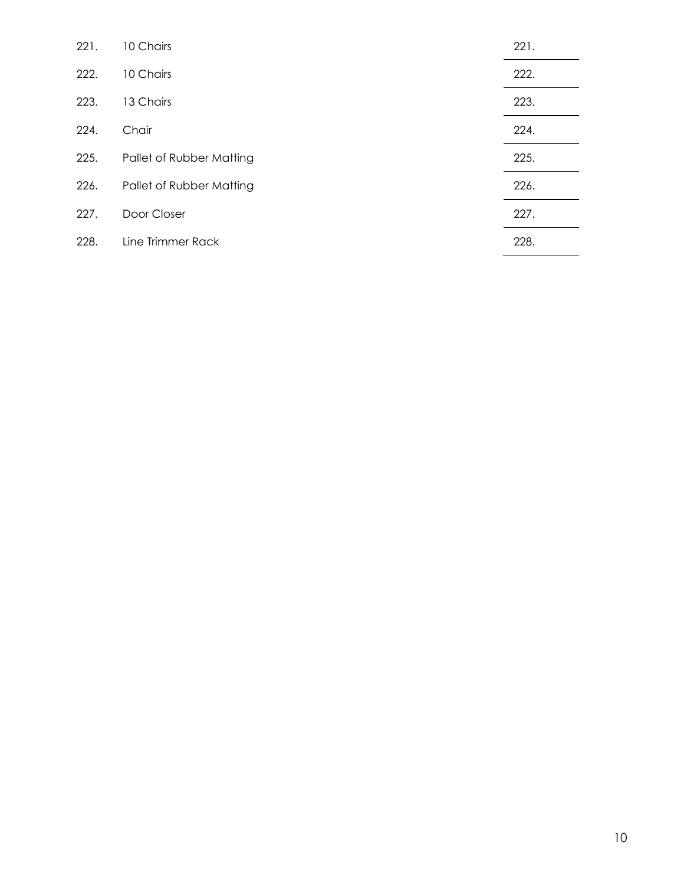| | | |
|---|---|---|
| 221. | 10 Chairs | 221. |
| 222. | 10 Chairs | 222. |
| 223. | 13 Chairs | 223. |
| 224. | Chair | 224. |
| 225. | Pallet of Rubber Matting | 225. |
| 226. | Pallet of Rubber Matting | 226. |
| 227. | Door Closer | 227. |
| 228. | Line Trimmer Rack | 228. |